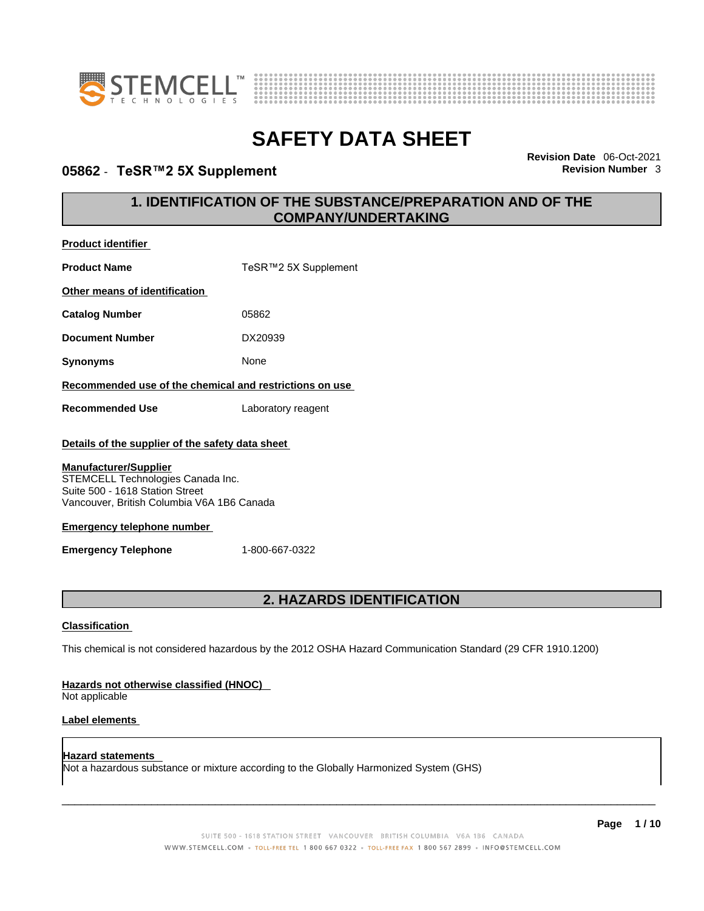# SAFETY DATA SHEET

## 05862 - TeSR™2 5X Supplement

**Revision Date** 06-Oct-2021
**Revision Number** 3

## 1. IDENTIFICATION OF THE SUBSTANCE/PREPARATION AND OF THE COMPANY/UNDERTAKING

**Product identifier**

**Product Name** TeSR™2 5X Supplement

**Other means of identification**

**Catalog Number** 05862

**Document Number** DX20939

**Synonyms** None

**Recommended use of the chemical and restrictions on use**

**Recommended Use** Laboratory reagent

**Details of the supplier of the safety data sheet**

**Manufacturer/Supplier**
STEMCELL Technologies Canada Inc.
Suite 500 - 1618 Station Street
Vancouver, British Columbia V6A 1B6 Canada

**Emergency telephone number**

**Emergency Telephone** 1-800-667-0322

## 2. HAZARDS IDENTIFICATION

**Classification**

This chemical is not considered hazardous by the 2012 OSHA Hazard Communication Standard (29 CFR 1910.1200)

**Hazards not otherwise classified (HNOC)**
Not applicable

**Label elements**

**Hazard statements**
Not a hazardous substance or mixture according to the Globally Harmonized System (GHS)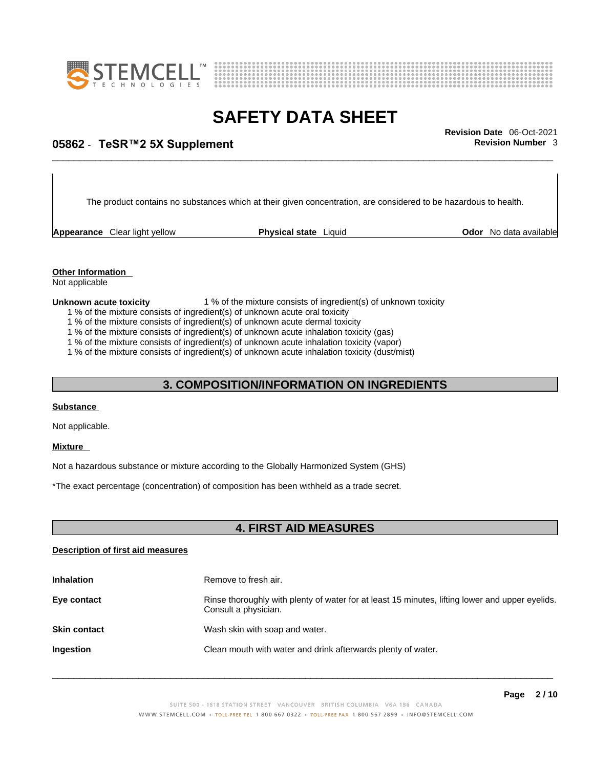The product contains no substances which at their given concentration, are considered to be hazardous to health.

**Appearance** Clear light yellow **Physical state** Liquid **Odor** No data available

**Other Information**
Not applicable

**Unknown acute toxicity** 1 % of the mixture consists of ingredient(s) of unknown toxicity

1 % of the mixture consists of ingredient(s) of unknown acute oral toxicity
1 % of the mixture consists of ingredient(s) of unknown acute dermal toxicity
1 % of the mixture consists of ingredient(s) of unknown acute inhalation toxicity (gas)
1 % of the mixture consists of ingredient(s) of unknown acute inhalation toxicity (vapor)
1 % of the mixture consists of ingredient(s) of unknown acute inhalation toxicity (dust/mist)

## 3. COMPOSITION/INFORMATION ON INGREDIENTS

**Substance**

Not applicable.

**Mixture**

Not a hazardous substance or mixture according to the Globally Harmonized System (GHS)

*The exact percentage (concentration) of composition has been withheld as a trade secret.

## 4. FIRST AID MEASURES

**Description of first aid measures**

**Inhalation** Remove to fresh air.

**Eye contact** Rinse thoroughly with plenty of water for at least 15 minutes, lifting lower and upper eyelids. Consult a physician.

**Skin contact** Wash skin with soap and water.

**Ingestion** Clean mouth with water and drink afterwards plenty of water.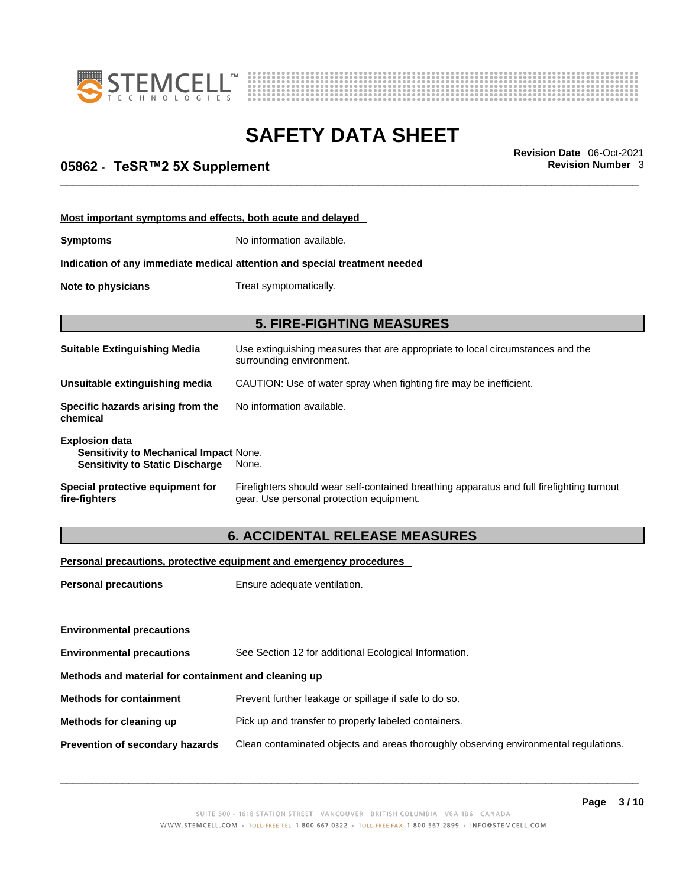**Most important symptoms and effects, both acute and delayed**

**Symptoms** No information available.

**Indication of any immediate medical attention and special treatment needed**

**Note to physicians** Treat symptomatically.

## 5. FIRE-FIGHTING MEASURES

**Suitable Extinguishing Media** Use extinguishing measures that are appropriate to local circumstances and the surrounding environment.

**Unsuitable extinguishing media** CAUTION: Use of water spray when fighting fire may be inefficient.

**Specific hazards arising from the chemical** No information available.

**Explosion data**
**Sensitivity to Mechanical Impact** None.
**Sensitivity to Static Discharge** None.

**Special protective equipment for fire-fighters** Firefighters should wear self-contained breathing apparatus and full firefighting turnout gear. Use personal protection equipment.

## 6. ACCIDENTAL RELEASE MEASURES

**Personal precautions, protective equipment and emergency procedures**

**Personal precautions** Ensure adequate ventilation.

**Environmental precautions**

**Environmental precautions** See Section 12 for additional Ecological Information.

**Methods and material for containment and cleaning up**

**Methods for containment** Prevent further leakage or spillage if safe to do so.

**Methods for cleaning up** Pick up and transfer to properly labeled containers.

**Prevention of secondary hazards** Clean contaminated objects and areas thoroughly observing environmental regulations.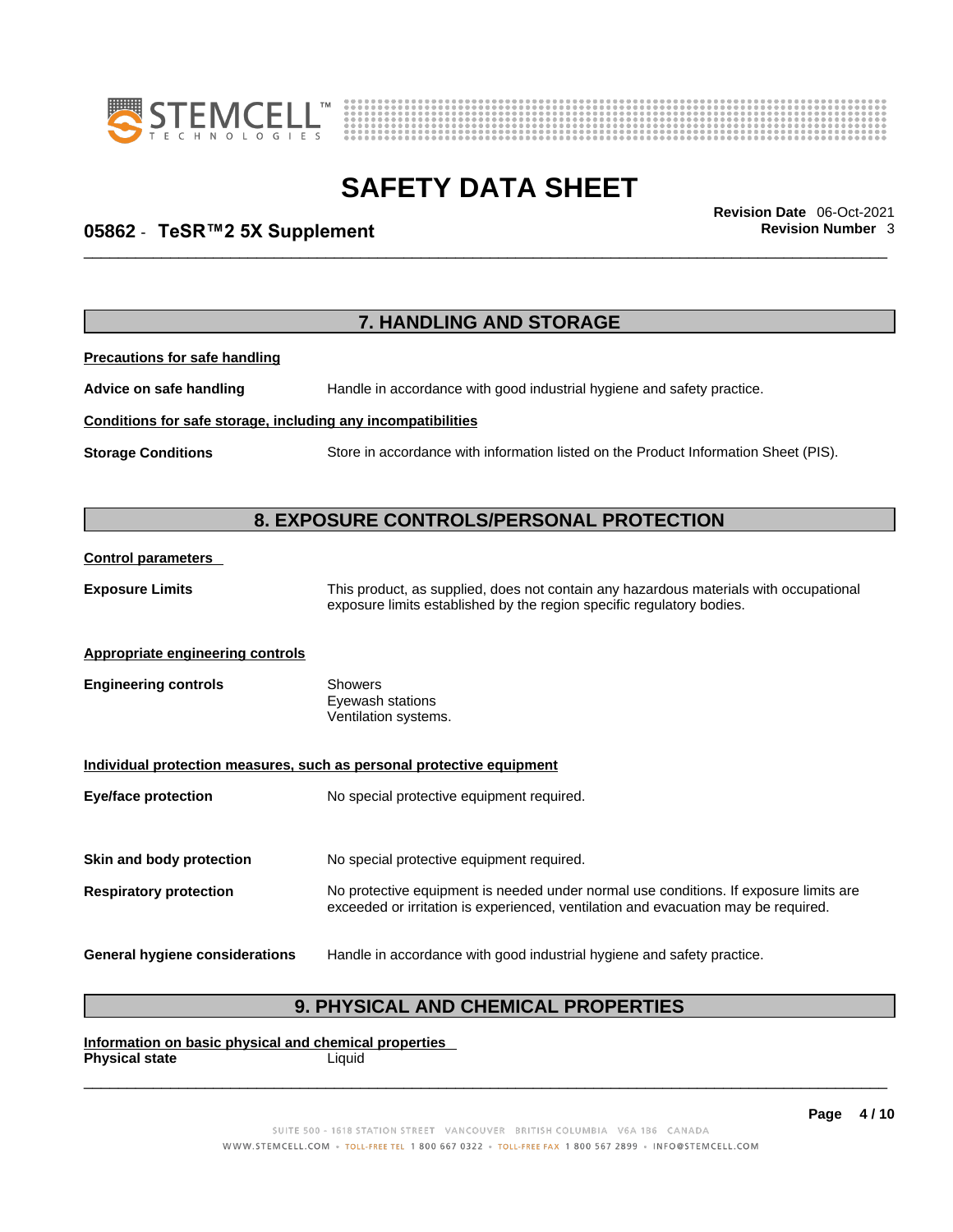## 7. HANDLING AND STORAGE

**Precautions for safe handling**

**Advice on safe handling** Handle in accordance with good industrial hygiene and safety practice.

**Conditions for safe storage, including any incompatibilities**

**Storage Conditions** Store in accordance with information listed on the Product Information Sheet (PIS).

## 8. EXPOSURE CONTROLS/PERSONAL PROTECTION

**Control parameters**

**Exposure Limits** This product, as supplied, does not contain any hazardous materials with occupational exposure limits established by the region specific regulatory bodies.

**Appropriate engineering controls**

**Engineering controls** Showers
Eyewash stations
Ventilation systems.

**Individual protection measures, such as personal protective equipment**

**Eye/face protection** No special protective equipment required.

**Skin and body protection** No special protective equipment required.

**Respiratory protection** No protective equipment is needed under normal use conditions. If exposure limits are exceeded or irritation is experienced, ventilation and evacuation may be required.

**General hygiene considerations** Handle in accordance with good industrial hygiene and safety practice.

## 9. PHYSICAL AND CHEMICAL PROPERTIES

**Information on basic physical and chemical properties**

**Physical state** Liquid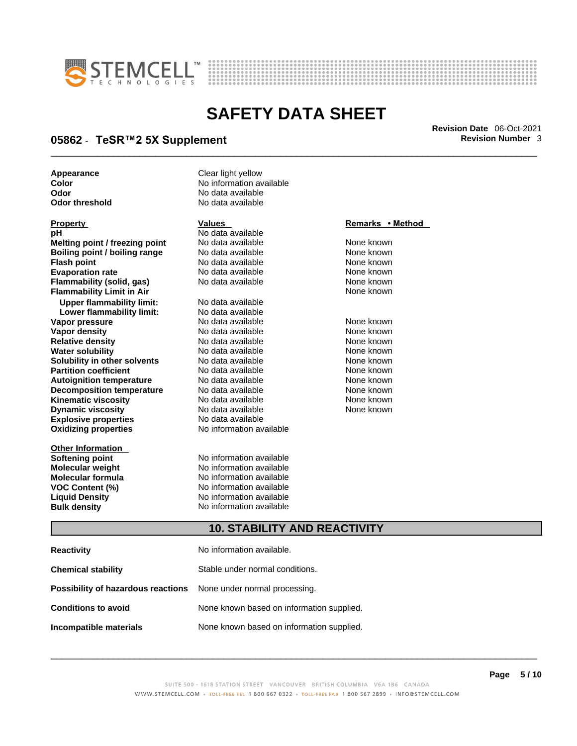| | |
|---|---|
| **Appearance** | Clear light yellow |
| **Color** | No information available |
| **Odor** | No data available |
| **Odor threshold** | No data available |

| Property | Values | Remarks • Method |
|---|---|---|
| **pH** | No data available | |
| **Melting point / freezing point** | No data available | None known |
| **Boiling point / boiling range** | No data available | None known |
| **Flash point** | No data available | None known |
| **Evaporation rate** | No data available | None known |
| **Flammability (solid, gas)** | No data available | None known |
| **Flammability Limit in Air** | | None known |
| **Upper flammability limit:** | No data available | |
| **Lower flammability limit:** | No data available | |
| **Vapor pressure** | No data available | None known |
| **Vapor density** | No data available | None known |
| **Relative density** | No data available | None known |
| **Water solubility** | No data available | None known |
| **Solubility in other solvents** | No data available | None known |
| **Partition coefficient** | No data available | None known |
| **Autoignition temperature** | No data available | None known |
| **Decomposition temperature** | No data available | None known |
| **Kinematic viscosity** | No data available | None known |
| **Dynamic viscosity** | No data available | None known |
| **Explosive properties** | No data available | |
| **Oxidizing properties** | No information available | |

| Other Information | |
|---|---|
| **Softening point** | No information available |
| **Molecular weight** | No information available |
| **Molecular formula** | No information available |
| **VOC Content (%)** | No information available |
| **Liquid Density** | No information available |
| **Bulk density** | No information available |

## 10. STABILITY AND REACTIVITY

| | |
|---|---|
| **Reactivity** | No information available. |
| **Chemical stability** | Stable under normal conditions. |
| **Possibility of hazardous reactions** | None under normal processing. |
| **Conditions to avoid** | None known based on information supplied. |
| **Incompatible materials** | None known based on information supplied. |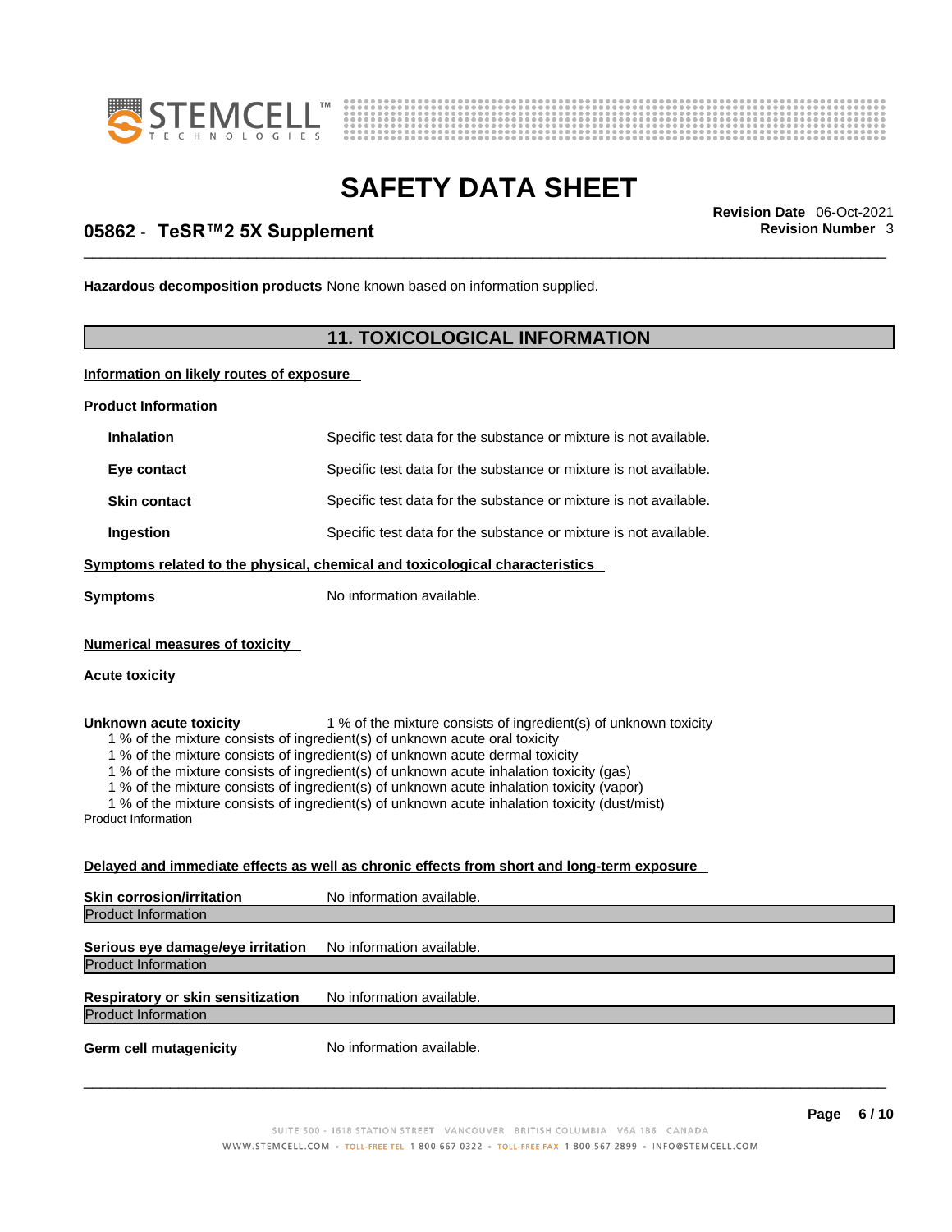**Hazardous decomposition products** None known based on information supplied.

## 11. TOXICOLOGICAL INFORMATION

**Information on likely routes of exposure**

**Product Information**

| | |
|---|---|
| **Inhalation** | Specific test data for the substance or mixture is not available. |
| **Eye contact** | Specific test data for the substance or mixture is not available. |
| **Skin contact** | Specific test data for the substance or mixture is not available. |
| **Ingestion** | Specific test data for the substance or mixture is not available. |

**Symptoms related to the physical, chemical and toxicological characteristics**

**Symptoms** No information available.

**Numerical measures of toxicity**

**Acute toxicity**

**Unknown acute toxicity** 1 % of the mixture consists of ingredient(s) of unknown toxicity

1 % of the mixture consists of ingredient(s) of unknown acute oral toxicity
1 % of the mixture consists of ingredient(s) of unknown acute dermal toxicity
1 % of the mixture consists of ingredient(s) of unknown acute inhalation toxicity (gas)
1 % of the mixture consists of ingredient(s) of unknown acute inhalation toxicity (vapor)
1 % of the mixture consists of ingredient(s) of unknown acute inhalation toxicity (dust/mist)

Product Information

**Delayed and immediate effects as well as chronic effects from short and long-term exposure**

**Skin corrosion/irritation** No information available.

Product Information

**Serious eye damage/eye irritation** No information available.

Product Information

**Respiratory or skin sensitization** No information available.

Product Information

**Germ cell mutagenicity** No information available.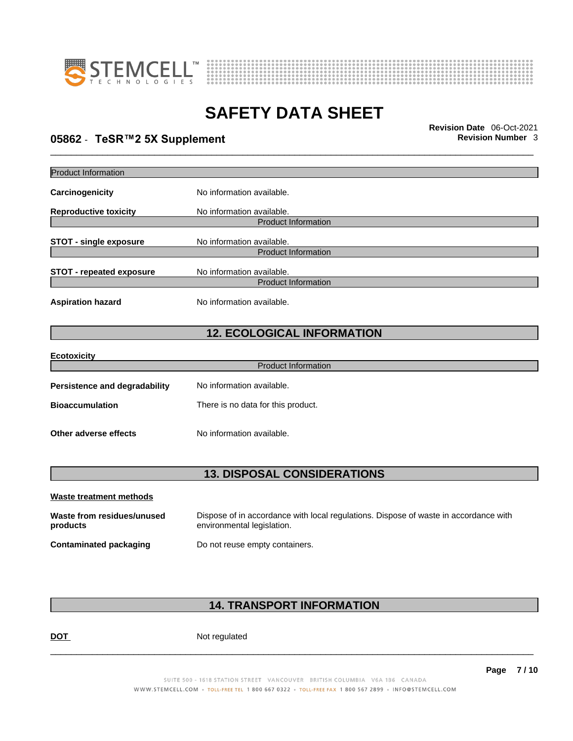Product Information

**Carcinogenicity** No information available.

**Reproductive toxicity** No information available.

Product Information

**STOT - single exposure** No information available.

Product Information

**STOT - repeated exposure** No information available.

Product Information

**Aspiration hazard** No information available.

## 12. ECOLOGICAL INFORMATION

**Ecotoxicity**

Product Information

**Persistence and degradability** No information available.

**Bioaccumulation** There is no data for this product.

**Other adverse effects** No information available.

## 13. DISPOSAL CONSIDERATIONS

**Waste treatment methods**

**Waste from residues/unused products** Dispose of in accordance with local regulations. Dispose of waste in accordance with environmental legislation.

**Contaminated packaging** Do not reuse empty containers.

## 14. TRANSPORT INFORMATION

**DOT** Not regulated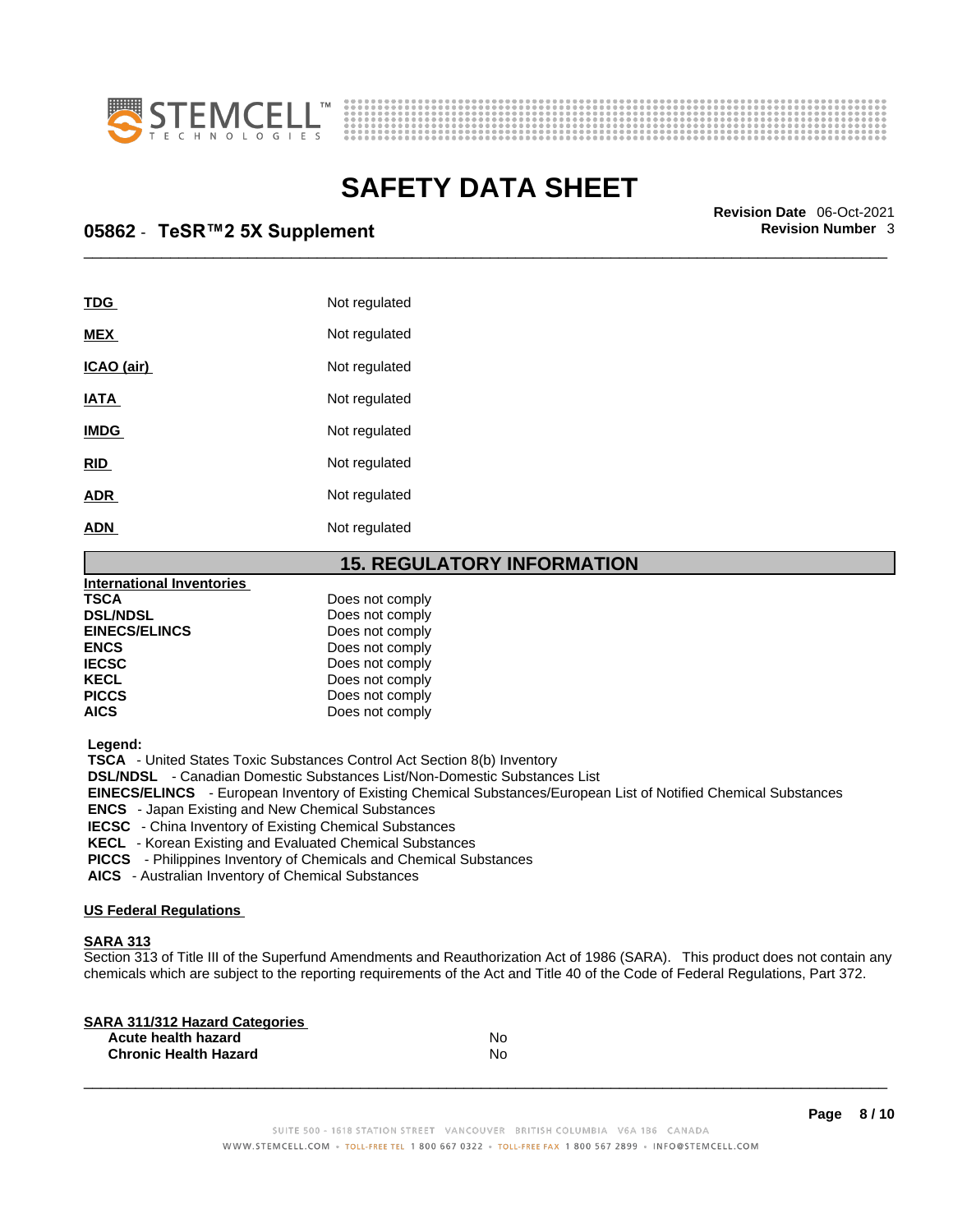| | |
|---|---|
| **TDG** | Not regulated |
| **MEX** | Not regulated |
| **ICAO (air)** | Not regulated |
| **IATA** | Not regulated |
| **IMDG** | Not regulated |
| **RID** | Not regulated |
| **ADR** | Not regulated |
| **ADN** | Not regulated |

## 15. REGULATORY INFORMATION

**International Inventories**

| | |
|---|---|
| **TSCA** | Does not comply |
| **DSL/NDSL** | Does not comply |
| **EINECS/ELINCS** | Does not comply |
| **ENCS** | Does not comply |
| **IECSC** | Does not comply |
| **KECL** | Does not comply |
| **PICCS** | Does not comply |
| **AICS** | Does not comply |

**Legend:**

**TSCA** - United States Toxic Substances Control Act Section 8(b) Inventory
**DSL/NDSL** - Canadian Domestic Substances List/Non-Domestic Substances List
**EINECS/ELINCS** - European Inventory of Existing Chemical Substances/European List of Notified Chemical Substances
**ENCS** - Japan Existing and New Chemical Substances
**IECSC** - China Inventory of Existing Chemical Substances
**KECL** - Korean Existing and Evaluated Chemical Substances
**PICCS** - Philippines Inventory of Chemicals and Chemical Substances
**AICS** - Australian Inventory of Chemical Substances

**US Federal Regulations**

**SARA 313**

Section 313 of Title III of the Superfund Amendments and Reauthorization Act of 1986 (SARA). This product does not contain any chemicals which are subject to the reporting requirements of the Act and Title 40 of the Code of Federal Regulations, Part 372.

**SARA 311/312 Hazard Categories**

| | |
|---|---|
| **Acute health hazard** | No |
| **Chronic Health Hazard** | No |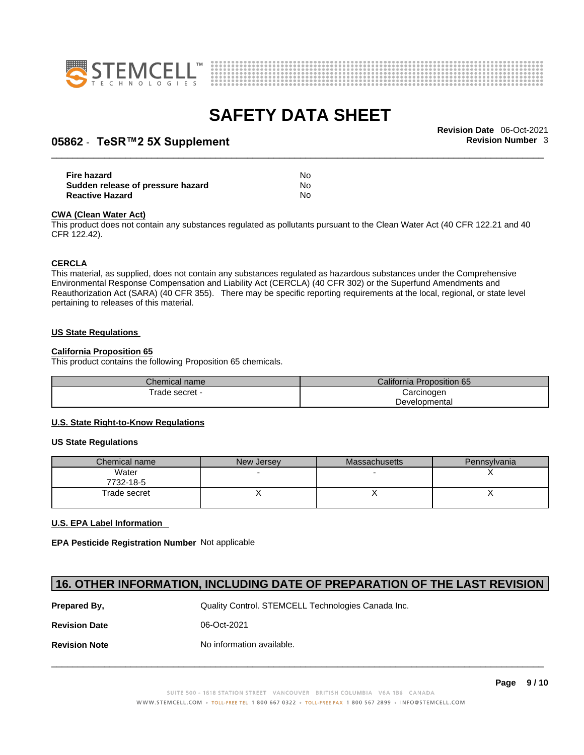| | |
|---|---|
| **Fire hazard** | No |
| **Sudden release of pressure hazard** | No |
| **Reactive Hazard** | No |

**CWA (Clean Water Act)**

This product does not contain any substances regulated as pollutants pursuant to the Clean Water Act (40 CFR 122.21 and 40 CFR 122.42).

**CERCLA**

This material, as supplied, does not contain any substances regulated as hazardous substances under the Comprehensive Environmental Response Compensation and Liability Act (CERCLA) (40 CFR 302) or the Superfund Amendments and Reauthorization Act (SARA) (40 CFR 355). There may be specific reporting requirements at the local, regional, or state level pertaining to releases of this material.

**US State Regulations**

**California Proposition 65**

This product contains the following Proposition 65 chemicals.

| Chemical name | California Proposition 65 |
|---|---|
| Trade secret - | Carcinogen<br>Developmental |

**U.S. State Right-to-Know Regulations**

**US State Regulations**

| Chemical name | New Jersey | Massachusetts | Pennsylvania |
|---|---|---|---|
| Water<br>7732-18-5 | - | - | X |
| Trade secret | X | X | X |

**U.S. EPA Label Information**

**EPA Pesticide Registration Number** Not applicable

## 16. OTHER INFORMATION, INCLUDING DATE OF PREPARATION OF THE LAST REVISION

| | |
|---|---|
| **Prepared By,** | Quality Control. STEMCELL Technologies Canada Inc. |
| **Revision Date** | 06-Oct-2021 |
| **Revision Note** | No information available. |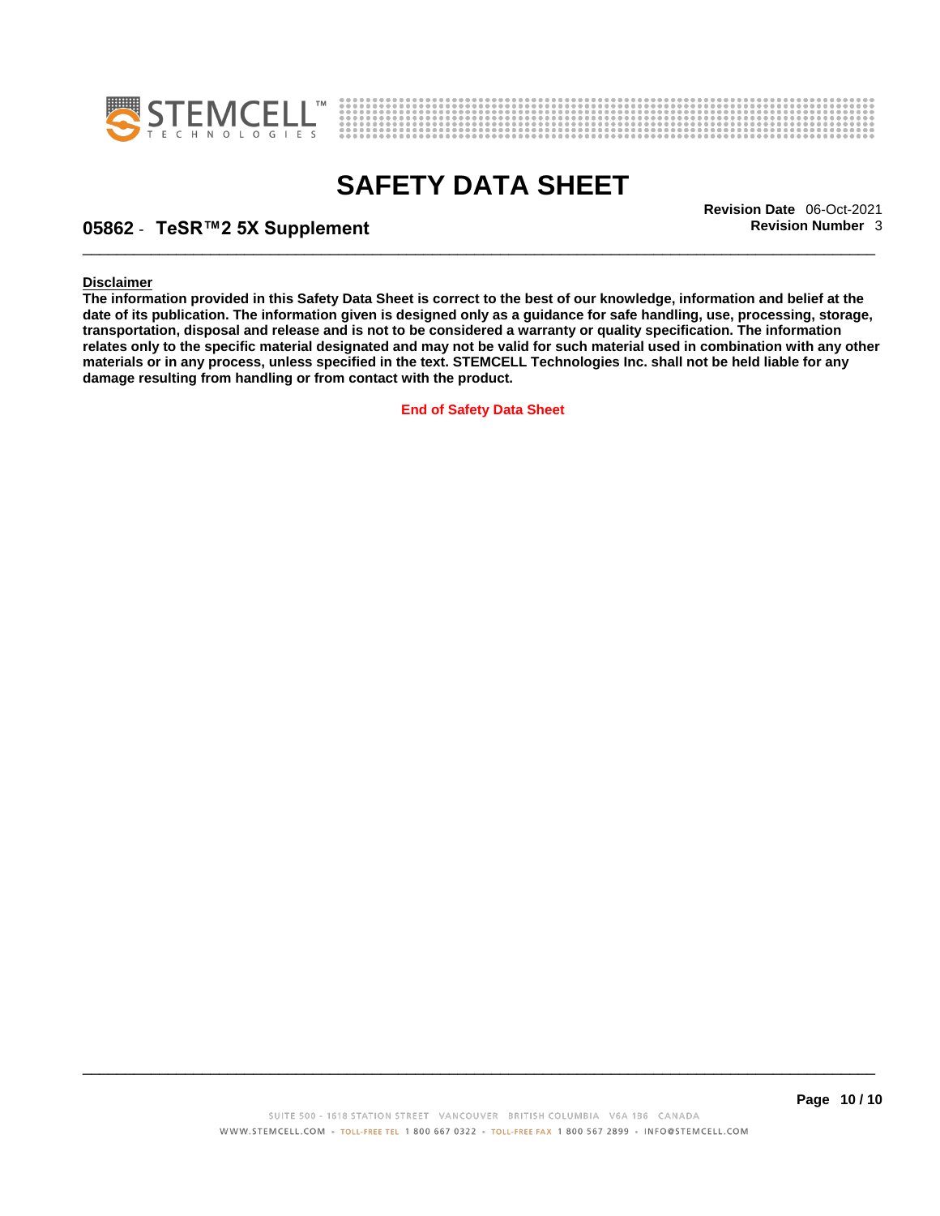**Disclaimer**

**The information provided in this Safety Data Sheet is correct to the best of our knowledge, information and belief at the date of its publication. The information given is designed only as a guidance for safe handling, use, processing, storage, transportation, disposal and release and is not to be considered a warranty or quality specification. The information relates only to the specific material designated and may not be valid for such material used in combination with any other materials or in any process, unless specified in the text. STEMCELL Technologies Inc. shall not be held liable for any damage resulting from handling or from contact with the product.**

**End of Safety Data Sheet**